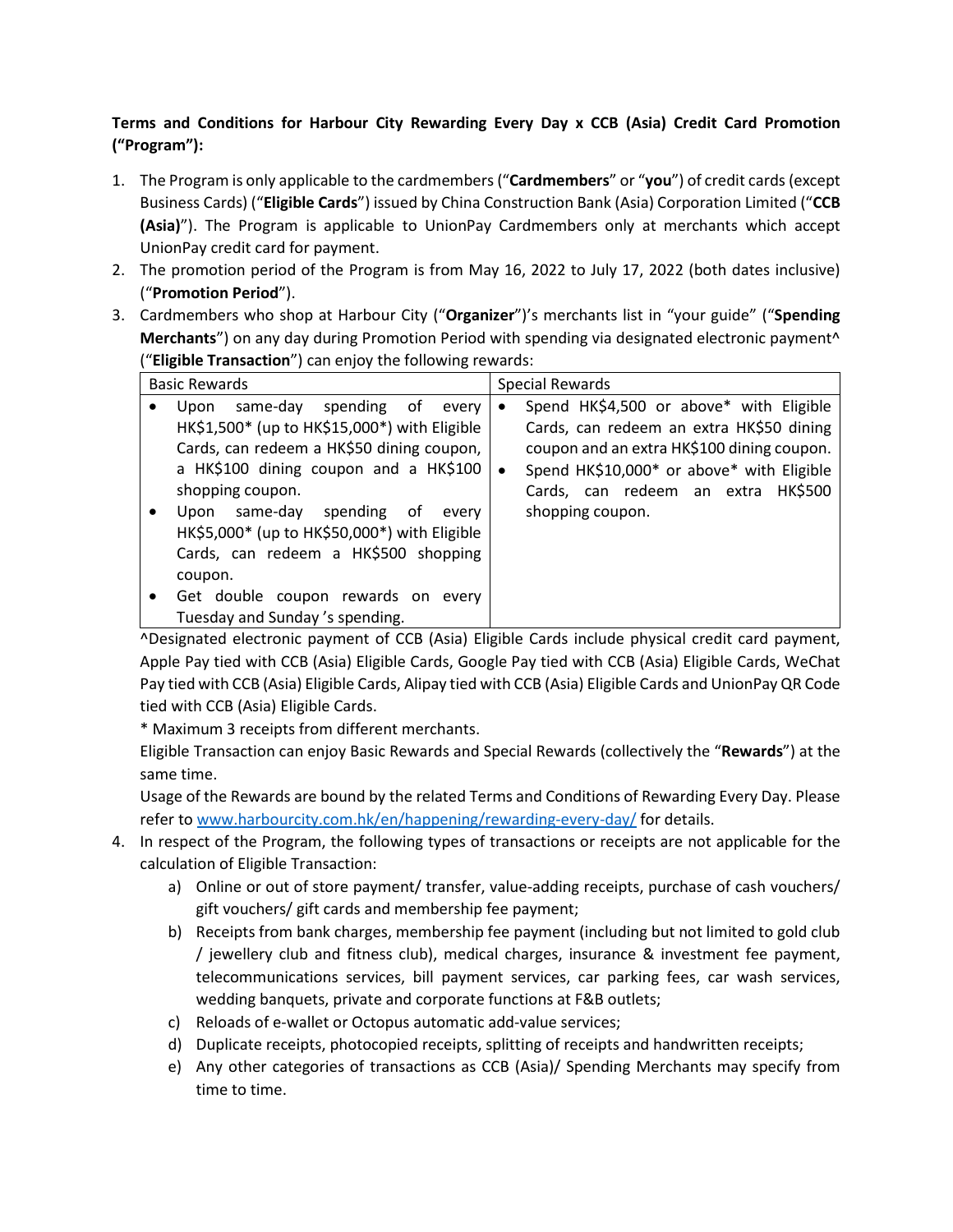**Terms and Conditions for Harbour City Rewarding Every Day x CCB (Asia) Credit Card Promotion ("Program"):**

1. The Program is only applicable to the cardmembers ("**Cardmembers**" or "**you**") of credit cards (except Business Cards) ("**Eligible Cards**") issued by China Construction Bank (Asia) Corporation Limited ("**CCB (Asia)**"). The Program is applicable to UnionPay Cardmembers only at merchants which accept UnionPay credit card for payment.
2. The promotion period of the Program is from May 16, 2022 to July 17, 2022 (both dates inclusive) ("**Promotion Period**").
3. Cardmembers who shop at Harbour City ("**Organizer**")'s merchants list in "your guide" ("**Spending Merchants**") on any day during Promotion Period with spending via designated electronic payment^ ("**Eligible Transaction**") can enjoy the following rewards:

| Basic Rewards | Special Rewards |
|---|---|
| • Upon same-day spending of every HK$1,500* (up to HK$15,000*) with Eligible Cards, can redeem a HK$50 dining coupon, a HK$100 dining coupon and a HK$100 shopping coupon.<br>• Upon same-day spending of every HK$5,000* (up to HK$50,000*) with Eligible Cards, can redeem a HK$500 shopping coupon.<br>• Get double coupon rewards on every Tuesday and Sunday 's spending. | • Spend HK$4,500 or above* with Eligible Cards, can redeem an extra HK$50 dining coupon and an extra HK$100 dining coupon.<br>• Spend HK$10,000* or above* with Eligible Cards, can redeem an extra HK$500 shopping coupon. |

   ^Designated electronic payment of CCB (Asia) Eligible Cards include physical credit card payment, Apple Pay tied with CCB (Asia) Eligible Cards, Google Pay tied with CCB (Asia) Eligible Cards, WeChat Pay tied with CCB (Asia) Eligible Cards, Alipay tied with CCB (Asia) Eligible Cards and UnionPay QR Code tied with CCB (Asia) Eligible Cards.

   * Maximum 3 receipts from different merchants.

   Eligible Transaction can enjoy Basic Rewards and Special Rewards (collectively the "**Rewards**") at the same time.

   Usage of the Rewards are bound by the related Terms and Conditions of Rewarding Every Day. Please refer to [www.harbourcity.com.hk/en/happening/rewarding-every-day/](www.harbourcity.com.hk/en/happening/rewarding-every-day/) for details.

4. In respect of the Program, the following types of transactions or receipts are not applicable for the calculation of Eligible Transaction:
   a) Online or out of store payment/ transfer, value-adding receipts, purchase of cash vouchers/ gift vouchers/ gift cards and membership fee payment;
   b) Receipts from bank charges, membership fee payment (including but not limited to gold club / jewellery club and fitness club), medical charges, insurance & investment fee payment, telecommunications services, bill payment services, car parking fees, car wash services, wedding banquets, private and corporate functions at F&B outlets;
   c) Reloads of e-wallet or Octopus automatic add-value services;
   d) Duplicate receipts, photocopied receipts, splitting of receipts and handwritten receipts;
   e) Any other categories of transactions as CCB (Asia)/ Spending Merchants may specify from time to time.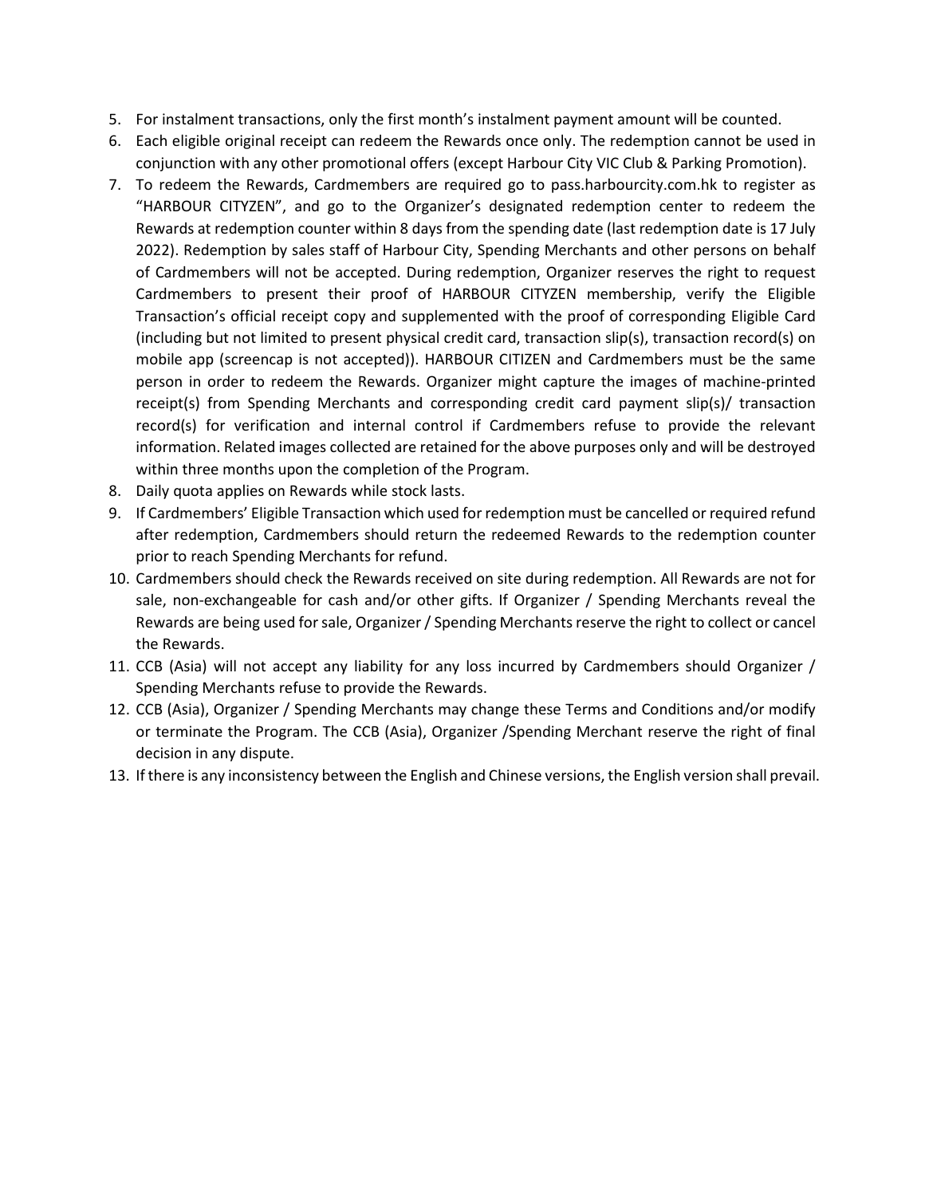5. For instalment transactions, only the first month's instalment payment amount will be counted.
6. Each eligible original receipt can redeem the Rewards once only. The redemption cannot be used in conjunction with any other promotional offers (except Harbour City VIC Club & Parking Promotion).
7. To redeem the Rewards, Cardmembers are required go to pass.harbourcity.com.hk to register as "HARBOUR CITYZEN", and go to the Organizer's designated redemption center to redeem the Rewards at redemption counter within 8 days from the spending date (last redemption date is 17 July 2022). Redemption by sales staff of Harbour City, Spending Merchants and other persons on behalf of Cardmembers will not be accepted. During redemption, Organizer reserves the right to request Cardmembers to present their proof of HARBOUR CITYZEN membership, verify the Eligible Transaction's official receipt copy and supplemented with the proof of corresponding Eligible Card (including but not limited to present physical credit card, transaction slip(s), transaction record(s) on mobile app (screencap is not accepted)). HARBOUR CITIZEN and Cardmembers must be the same person in order to redeem the Rewards. Organizer might capture the images of machine-printed receipt(s) from Spending Merchants and corresponding credit card payment slip(s)/ transaction record(s) for verification and internal control if Cardmembers refuse to provide the relevant information. Related images collected are retained for the above purposes only and will be destroyed within three months upon the completion of the Program.
8. Daily quota applies on Rewards while stock lasts.
9. If Cardmembers' Eligible Transaction which used for redemption must be cancelled or required refund after redemption, Cardmembers should return the redeemed Rewards to the redemption counter prior to reach Spending Merchants for refund.
10. Cardmembers should check the Rewards received on site during redemption. All Rewards are not for sale, non-exchangeable for cash and/or other gifts. If Organizer / Spending Merchants reveal the Rewards are being used for sale, Organizer / Spending Merchants reserve the right to collect or cancel the Rewards.
11. CCB (Asia) will not accept any liability for any loss incurred by Cardmembers should Organizer / Spending Merchants refuse to provide the Rewards.
12. CCB (Asia), Organizer / Spending Merchants may change these Terms and Conditions and/or modify or terminate the Program. The CCB (Asia), Organizer /Spending Merchant reserve the right of final decision in any dispute.
13. If there is any inconsistency between the English and Chinese versions, the English version shall prevail.